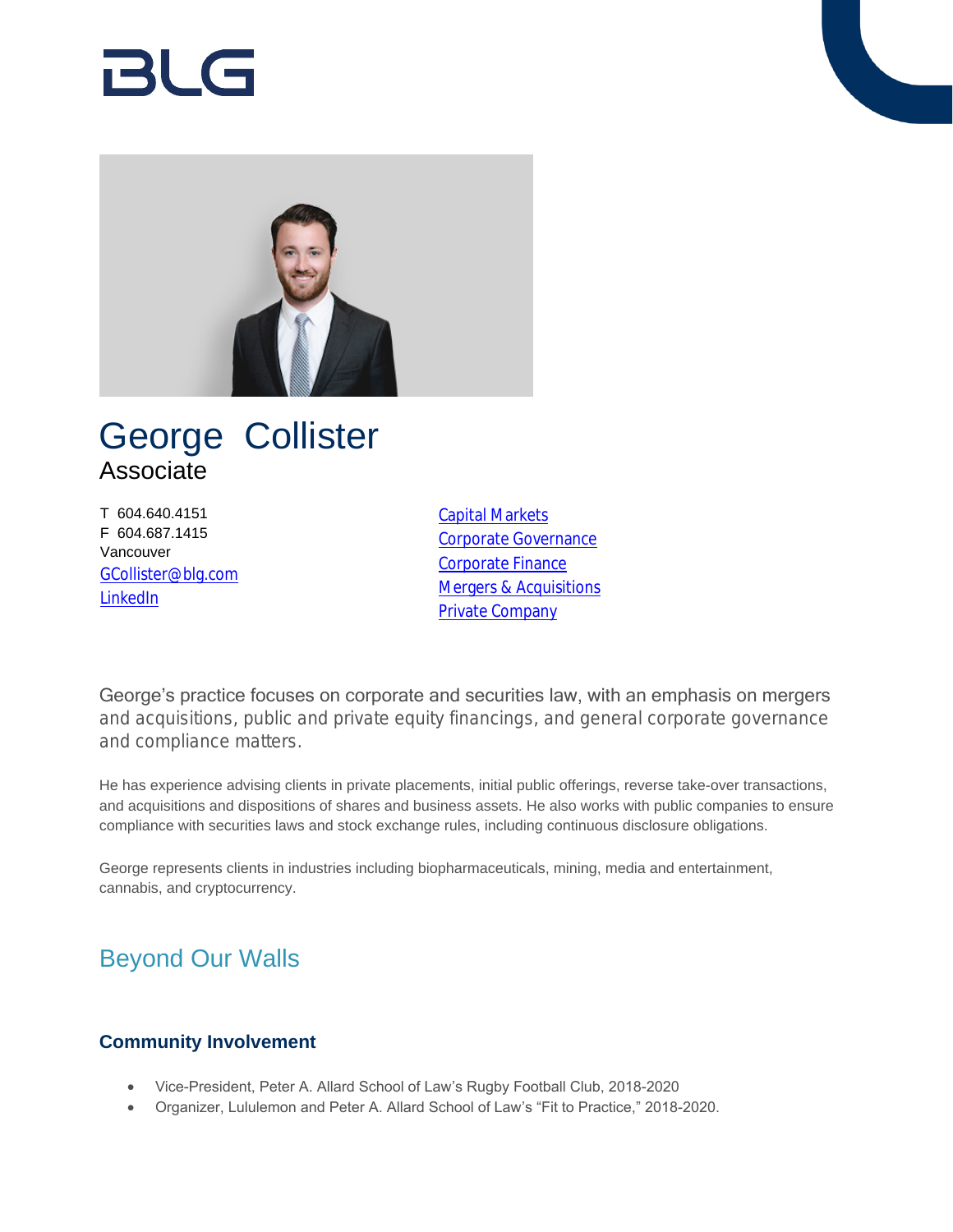# George Collister

Associate

T 604.640.4151
F 604.687.1415
Vancouver
GCollister@blg.com
LinkedIn

Capital Markets
Corporate Governance
Corporate Finance
Mergers & Acquisitions
Private Company

George's practice focuses on corporate and securities law, with an emphasis on mergers and acquisitions, public and private equity financings, and general corporate governance and compliance matters.

He has experience advising clients in private placements, initial public offerings, reverse take-over transactions, and acquisitions and dispositions of shares and business assets. He also works with public companies to ensure compliance with securities laws and stock exchange rules, including continuous disclosure obligations.

George represents clients in industries including biopharmaceuticals, mining, media and entertainment, cannabis, and cryptocurrency.

## Beyond Our Walls

### Community Involvement

- Vice-President, Peter A. Allard School of Law's Rugby Football Club, 2018-2020
- Organizer, Lululemon and Peter A. Allard School of Law's "Fit to Practice," 2018-2020.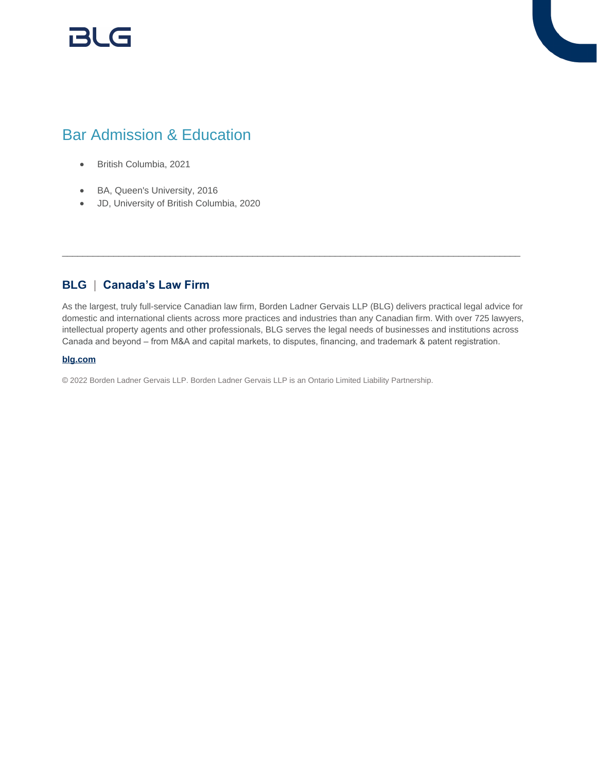## Bar Admission & Education

- British Columbia, 2021

- BA, Queen's University, 2016
- JD, University of British Columbia, 2020

---

### BLG | Canada's Law Firm

As the largest, truly full-service Canadian law firm, Borden Ladner Gervais LLP (BLG) delivers practical legal advice for domestic and international clients across more practices and industries than any Canadian firm. With over 725 lawyers, intellectual property agents and other professionals, BLG serves the legal needs of businesses and institutions across Canada and beyond – from M&A and capital markets, to disputes, financing, and trademark & patent registration.

**blg.com**

© 2022 Borden Ladner Gervais LLP. Borden Ladner Gervais LLP is an Ontario Limited Liability Partnership.